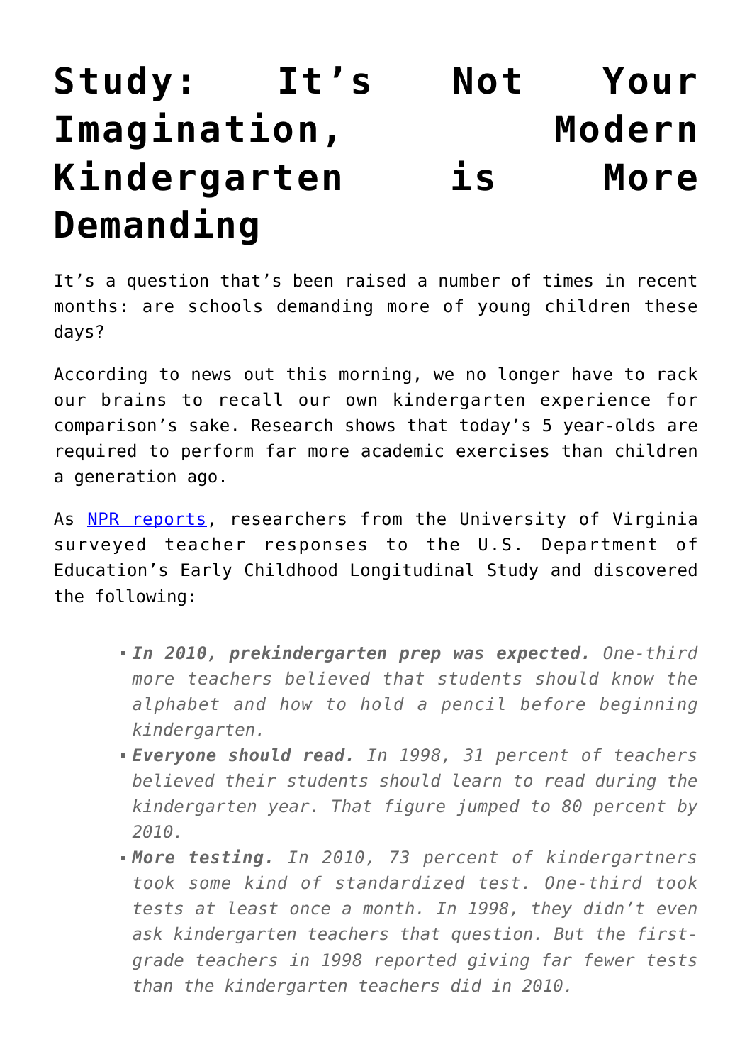# Study: It's Not Your Imagination, Modern Kindergarten is More Demanding

It's a question that's been raised a number of times in recent months: are schools demanding more of young children these days?

According to news out this morning, we no longer have to rack our brains to recall our own kindergarten experience for comparison's sake. Research shows that today's 5 year-olds are required to perform far more academic exercises than children a generation ago.

As [NPR reports](), researchers from the University of Virginia surveyed teacher responses to the U.S. Department of Education's Early Childhood Longitudinal Study and discovered the following:

- ***In 2010, prekindergarten prep was expected.*** *One-third more teachers believed that students should know the alphabet and how to hold a pencil before beginning kindergarten.*
- ***Everyone should read.*** *In 1998, 31 percent of teachers believed their students should learn to read during the kindergarten year. That figure jumped to 80 percent by 2010.*
- ***More testing.*** *In 2010, 73 percent of kindergartners took some kind of standardized test. One-third took tests at least once a month. In 1998, they didn't even ask kindergarten teachers that question. But the first-grade teachers in 1998 reported giving far fewer tests than the kindergarten teachers did in 2010.*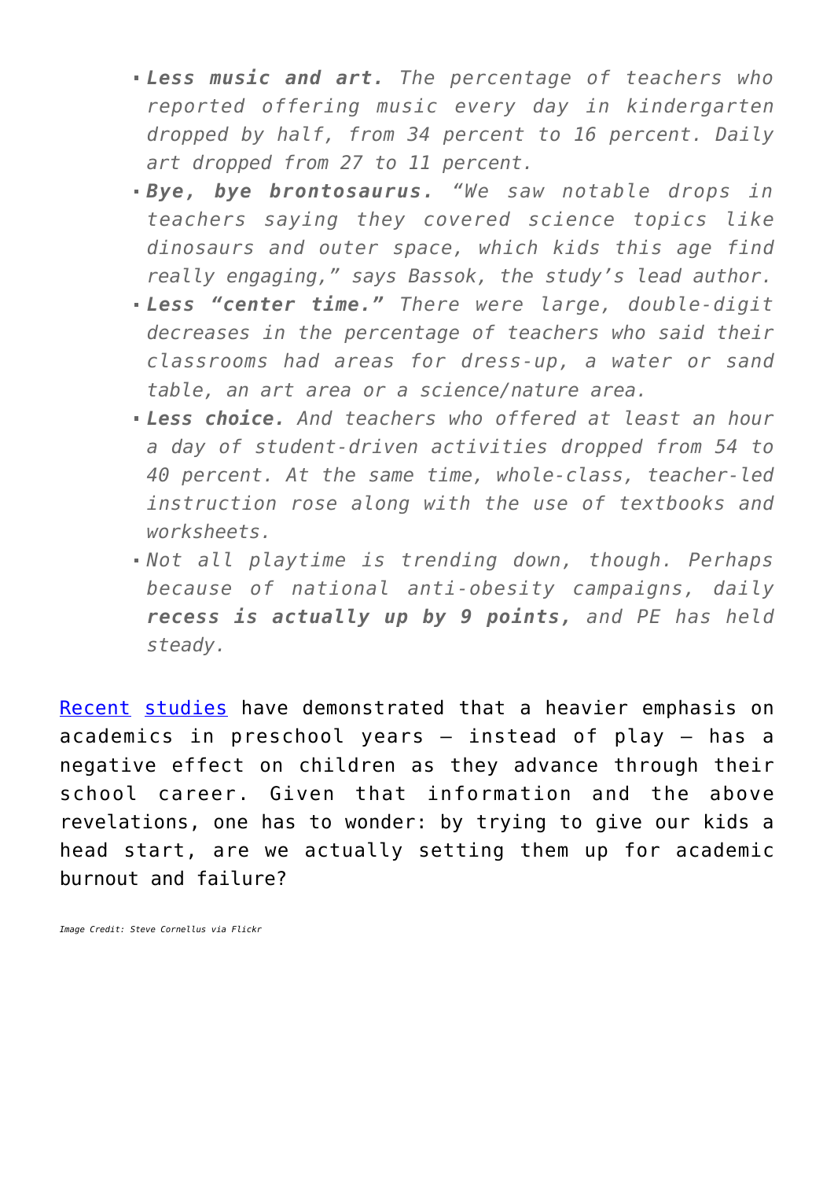- ***Less music and art.*** *The percentage of teachers who reported offering music every day in kindergarten dropped by half, from 34 percent to 16 percent. Daily art dropped from 27 to 11 percent.*
- ***Bye, bye brontosaurus.*** *"We saw notable drops in teachers saying they covered science topics like dinosaurs and outer space, which kids this age find really engaging," says Bassok, the study's lead author.*
- ***Less "center time."*** *There were large, double-digit decreases in the percentage of teachers who said their classrooms had areas for dress-up, a water or sand table, an art area or a science/nature area.*
- ***Less choice.*** *And teachers who offered at least an hour a day of student-driven activities dropped from 54 to 40 percent. At the same time, whole-class, teacher-led instruction rose along with the use of textbooks and worksheets.*
- *Not all playtime is trending down, though. Perhaps because of national anti-obesity campaigns, daily **recess is actually up by 9 points**, and PE has held steady.*

Recent studies have demonstrated that a heavier emphasis on academics in preschool years – instead of play – has a negative effect on children as they advance through their school career. Given that information and the above revelations, one has to wonder: by trying to give our kids a head start, are we actually setting them up for academic burnout and failure?

*Image Credit: Steve Cornellus via Flickr*